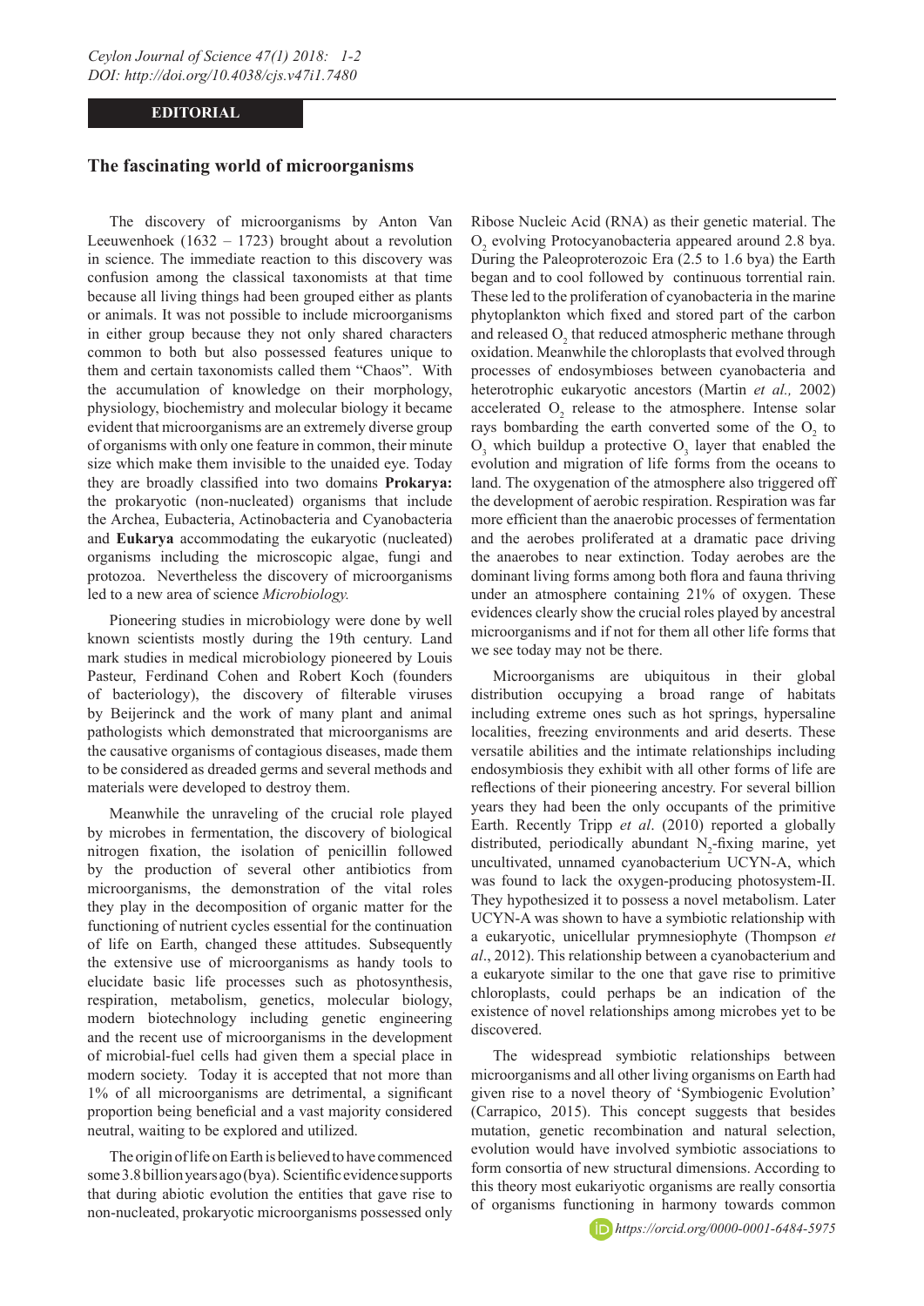**EDITORIAL**

## The fascinating world of microorganisms

The discovery of microorganisms by Anton Van Leeuwenhoek (1632 – 1723) brought about a revolution in science. The immediate reaction to this discovery was confusion among the classical taxonomists at that time because all living things had been grouped either as plants or animals. It was not possible to include microorganisms in either group because they not only shared characters common to both but also possessed features unique to them and certain taxonomists called them "Chaos". With the accumulation of knowledge on their morphology, physiology, biochemistry and molecular biology it became evident that microorganisms are an extremely diverse group of organisms with only one feature in common, their minute size which make them invisible to the unaided eye. Today they are broadly classified into two domains **Prokarya:** the prokaryotic (non-nucleated) organisms that include the Archea, Eubacteria, Actinobacteria and Cyanobacteria and **Eukarya** accommodating the eukaryotic (nucleated) organisms including the microscopic algae, fungi and protozoa. Nevertheless the discovery of microorganisms led to a new area of science *Microbiology.*

Pioneering studies in microbiology were done by well known scientists mostly during the 19th century. Land mark studies in medical microbiology pioneered by Louis Pasteur, Ferdinand Cohen and Robert Koch (founders of bacteriology), the discovery of filterable viruses by Beijerinck and the work of many plant and animal pathologists which demonstrated that microorganisms are the causative organisms of contagious diseases, made them to be considered as dreaded germs and several methods and materials were developed to destroy them.

Meanwhile the unraveling of the crucial role played by microbes in fermentation, the discovery of biological nitrogen fixation, the isolation of penicillin followed by the production of several other antibiotics from microorganisms, the demonstration of the vital roles they play in the decomposition of organic matter for the functioning of nutrient cycles essential for the continuation of life on Earth, changed these attitudes. Subsequently the extensive use of microorganisms as handy tools to elucidate basic life processes such as photosynthesis, respiration, metabolism, genetics, molecular biology, modern biotechnology including genetic engineering and the recent use of microorganisms in the development of microbial-fuel cells had given them a special place in modern society. Today it is accepted that not more than 1% of all microorganisms are detrimental, a significant proportion being beneficial and a vast majority considered neutral, waiting to be explored and utilized.

The origin of life on Earth is believed to have commenced some 3.8 billion years ago (bya). Scientific evidence supports that during abiotic evolution the entities that gave rise to non-nucleated, prokaryotic microorganisms possessed only Ribose Nucleic Acid (RNA) as their genetic material. The $O_2$ evolving Protocyanobacteria appeared around 2.8 bya. During the Paleoproterozoic Era (2.5 to 1.6 bya) the Earth began and to cool followed by continuous torrential rain. These led to the proliferation of cyanobacteria in the marine phytoplankton which fixed and stored part of the carbon and released $O_2$ that reduced atmospheric methane through oxidation. Meanwhile the chloroplasts that evolved through processes of endosymbioses between cyanobacteria and heterotrophic eukaryotic ancestors (Martin *et al.,* 2002) accelerated $O_2$ release to the atmosphere. Intense solar rays bombarding the earth converted some of the $O_2$ to $O_3$ which buildup a protective $O_3$ layer that enabled the evolution and migration of life forms from the oceans to land. The oxygenation of the atmosphere also triggered off the development of aerobic respiration. Respiration was far more efficient than the anaerobic processes of fermentation and the aerobes proliferated at a dramatic pace driving the anaerobes to near extinction. Today aerobes are the dominant living forms among both flora and fauna thriving under an atmosphere containing 21% of oxygen. These evidences clearly show the crucial roles played by ancestral microorganisms and if not for them all other life forms that we see today may not be there.

Microorganisms are ubiquitous in their global distribution occupying a broad range of habitats including extreme ones such as hot springs, hypersaline localities, freezing environments and arid deserts. These versatile abilities and the intimate relationships including endosymbiosis they exhibit with all other forms of life are reflections of their pioneering ancestry. For several billion years they had been the only occupants of the primitive Earth. Recently Tripp *et al*. (2010) reported a globally distributed, periodically abundant $N_2$-fixing marine, yet uncultivated, unnamed cyanobacterium UCYN-A, which was found to lack the oxygen-producing photosystem-II. They hypothesized it to possess a novel metabolism. Later UCYN-A was shown to have a symbiotic relationship with a eukaryotic, unicellular prymnesiophyte (Thompson *et al*., 2012). This relationship between a cyanobacterium and a eukaryote similar to the one that gave rise to primitive chloroplasts, could perhaps be an indication of the existence of novel relationships among microbes yet to be discovered.

The widespread symbiotic relationships between microorganisms and all other living organisms on Earth had given rise to a novel theory of 'Symbiogenic Evolution' (Carrapico, 2015). This concept suggests that besides mutation, genetic recombination and natural selection, evolution would have involved symbiotic associations to form consortia of new structural dimensions. According to this theory most eukariyotic organisms are really consortia of organisms functioning in harmony towards common

*https://orcid.org/0000-0001-6484-5975*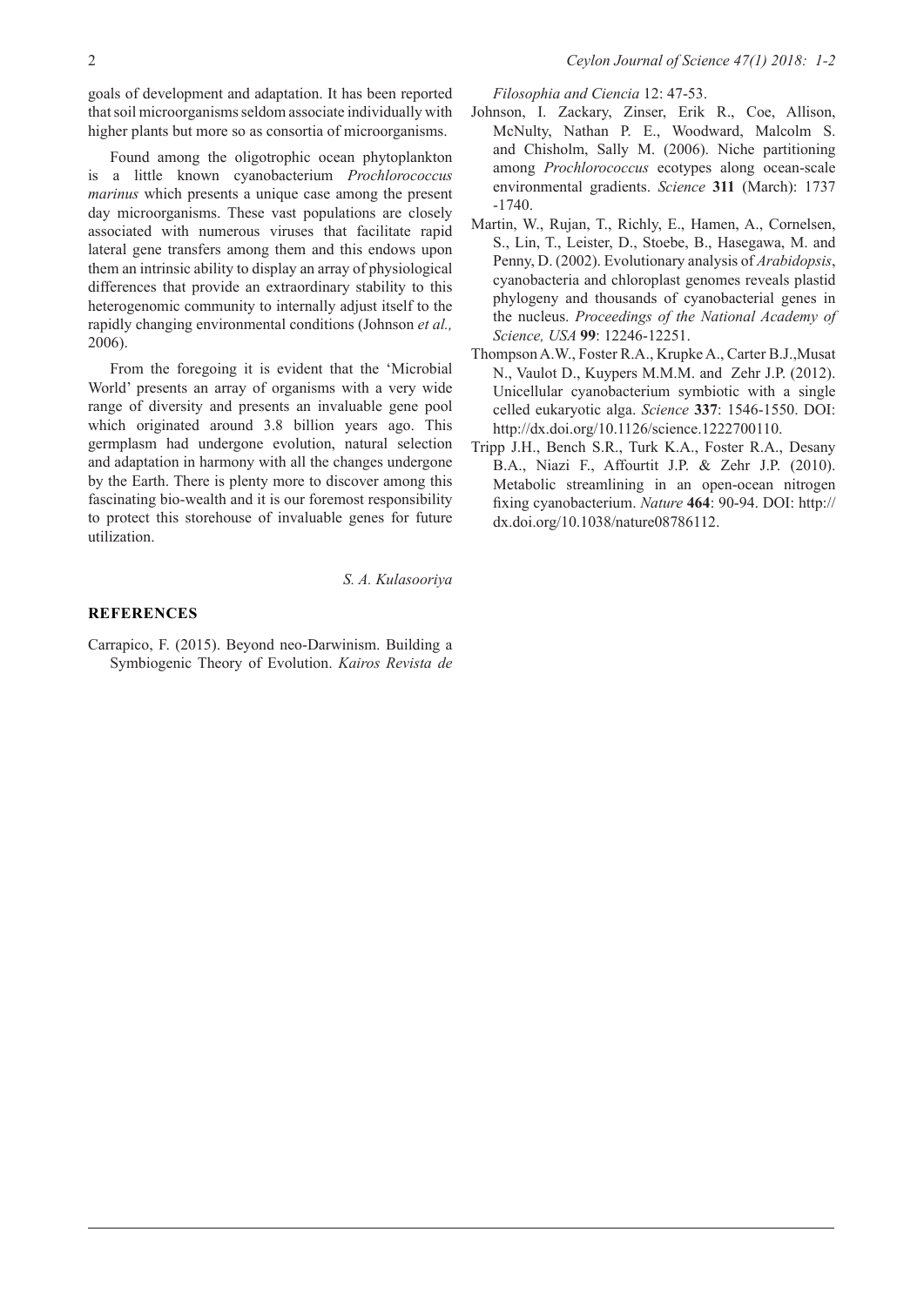goals of development and adaptation. It has been reported that soil microorganisms seldom associate individually with higher plants but more so as consortia of microorganisms.

Found among the oligotrophic ocean phytoplankton is a little known cyanobacterium *Prochlorococcus marinus* which presents a unique case among the present day microorganisms. These vast populations are closely associated with numerous viruses that facilitate rapid lateral gene transfers among them and this endows upon them an intrinsic ability to display an array of physiological differences that provide an extraordinary stability to this heterogenomic community to internally adjust itself to the rapidly changing environmental conditions (Johnson *et al.,* 2006).

From the foregoing it is evident that the 'Microbial World' presents an array of organisms with a very wide range of diversity and presents an invaluable gene pool which originated around 3.8 billion years ago. This germplasm had undergone evolution, natural selection and adaptation in harmony with all the changes undergone by the Earth. There is plenty more to discover among this fascinating bio-wealth and it is our foremost responsibility to protect this storehouse of invaluable genes for future utilization.

*S. A. Kulasooriya*

## REFERENCES

Carrapico, F. (2015). Beyond neo-Darwinism. Building a Symbiogenic Theory of Evolution. *Kairos Revista de Filosophia and Ciencia* 12: 47-53.

Johnson, I. Zackary, Zinser, Erik R., Coe, Allison, McNulty, Nathan P. E., Woodward, Malcolm S. and Chisholm, Sally M. (2006). Niche partitioning among *Prochlorococcus* ecotypes along ocean-scale environmental gradients. *Science* **311** (March): 1737 -1740.

Martin, W., Rujan, T., Richly, E., Hamen, A., Cornelsen, S., Lin, T., Leister, D., Stoebe, B., Hasegawa, M. and Penny, D. (2002). Evolutionary analysis of *Arabidopsis*, cyanobacteria and chloroplast genomes reveals plastid phylogeny and thousands of cyanobacterial genes in the nucleus. *Proceedings of the National Academy of Science, USA* **99**: 12246-12251.

Thompson A.W., Foster R.A., Krupke A., Carter B.J.,Musat N., Vaulot D., Kuypers M.M.M. and Zehr J.P. (2012). Unicellular cyanobacterium symbiotic with a single celled eukaryotic alga. *Science* **337**: 1546-1550. DOI: http://dx.doi.org/10.1126/science.1222700110.

Tripp J.H., Bench S.R., Turk K.A., Foster R.A., Desany B.A., Niazi F., Affourtit J.P. & Zehr J.P. (2010). Metabolic streamlining in an open-ocean nitrogen fixing cyanobacterium. *Nature* **464**: 90-94. DOI: http://dx.doi.org/10.1038/nature08786112.